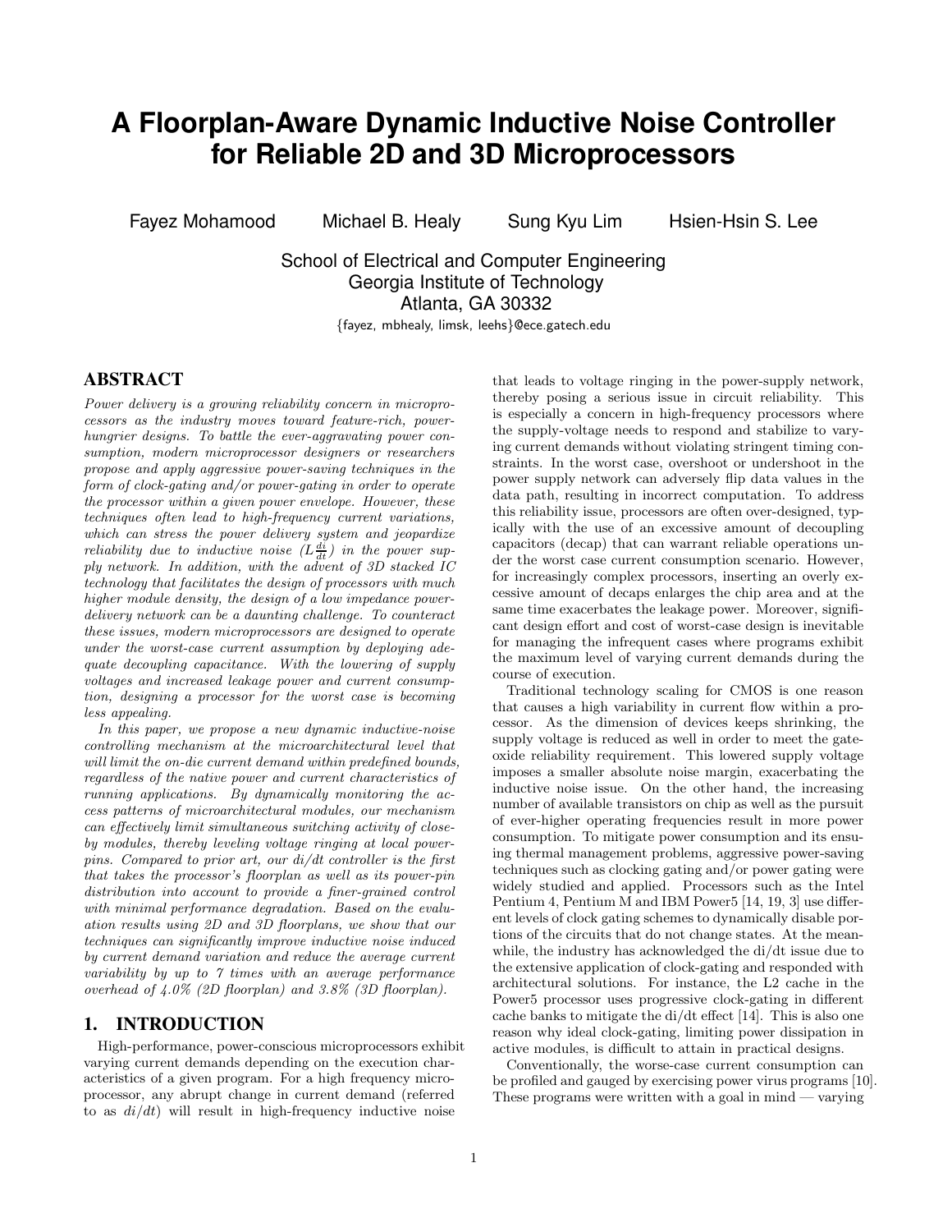# A Floorplan-Aware Dynamic Inductive Noise Controller for Reliable 2D and 3D Microprocessors

Fayez Mohamood Michael B. Healy Sung Kyu Lim Hsien-Hsin S. Lee

School of Electrical and Computer Engineering
Georgia Institute of Technology
Atlanta, GA 30332
{fayez, mbhealy, limsk, leehs}@ece.gatech.edu

## ABSTRACT

*Power delivery is a growing reliability concern in microprocessors as the industry moves toward feature-rich, power-hungrier designs. To battle the ever-aggravating power consumption, modern microprocessor designers or researchers propose and apply aggressive power-saving techniques in the form of clock-gating and/or power-gating in order to operate the processor within a given power envelope. However, these techniques often lead to high-frequency current variations, which can stress the power delivery system and jeopardize reliability due to inductive noise ($L\frac{di}{dt}$) in the power supply network. In addition, with the advent of 3D stacked IC technology that facilitates the design of processors with much higher module density, the design of a low impedance power-delivery network can be a daunting challenge. To counteract these issues, modern microprocessors are designed to operate under the worst-case current assumption by deploying adequate decoupling capacitance. With the lowering of supply voltages and increased leakage power and current consumption, designing a processor for the worst case is becoming less appealing.*

*In this paper, we propose a new dynamic inductive-noise controlling mechanism at the microarchitectural level that will limit the on-die current demand within predefined bounds, regardless of the native power and current characteristics of running applications. By dynamically monitoring the access patterns of microarchitectural modules, our mechanism can effectively limit simultaneous switching activity of close-by modules, thereby leveling voltage ringing at local power-pins. Compared to prior art, our di/dt controller is the first that takes the processor's floorplan as well as its power-pin distribution into account to provide a finer-grained control with minimal performance degradation. Based on the evaluation results using 2D and 3D floorplans, we show that our techniques can significantly improve inductive noise induced by current demand variation and reduce the average current variability by up to 7 times with an average performance overhead of 4.0% (2D floorplan) and 3.8% (3D floorplan).*

## 1. INTRODUCTION

High-performance, power-conscious microprocessors exhibit varying current demands depending on the execution characteristics of a given program. For a high frequency microprocessor, any abrupt change in current demand (referred to as $di/dt$) will result in high-frequency inductive noise that leads to voltage ringing in the power-supply network, thereby posing a serious issue in circuit reliability. This is especially a concern in high-frequency processors where the supply-voltage needs to respond and stabilize to varying current demands without violating stringent timing constraints. In the worst case, overshoot or undershoot in the power supply network can adversely flip data values in the data path, resulting in incorrect computation. To address this reliability issue, processors are often over-designed, typically with the use of an excessive amount of decoupling capacitors (decap) that can warrant reliable operations under the worst case current consumption scenario. However, for increasingly complex processors, inserting an overly excessive amount of decaps enlarges the chip area and at the same time exacerbates the leakage power. Moreover, significant design effort and cost of worst-case design is inevitable for managing the infrequent cases where programs exhibit the maximum level of varying current demands during the course of execution.

Traditional technology scaling for CMOS is one reason that causes a high variability in current flow within a processor. As the dimension of devices keeps shrinking, the supply voltage is reduced as well in order to meet the gate-oxide reliability requirement. This lowered supply voltage imposes a smaller absolute noise margin, exacerbating the inductive noise issue. On the other hand, the increasing number of available transistors on chip as well as the pursuit of ever-higher operating frequencies result in more power consumption. To mitigate power consumption and its ensuing thermal management problems, aggressive power-saving techniques such as clocking gating and/or power gating were widely studied and applied. Processors such as the Intel Pentium 4, Pentium M and IBM Power5 [14, 19, 3] use different levels of clock gating schemes to dynamically disable portions of the circuits that do not change states. At the meanwhile, the industry has acknowledged the di/dt issue due to the extensive application of clock-gating and responded with architectural solutions. For instance, the L2 cache in the Power5 processor uses progressive clock-gating in different cache banks to mitigate the di/dt effect [14]. This is also one reason why ideal clock-gating, limiting power dissipation in active modules, is difficult to attain in practical designs.

Conventionally, the worse-case current consumption can be profiled and gauged by exercising power virus programs [10]. These programs were written with a goal in mind — varying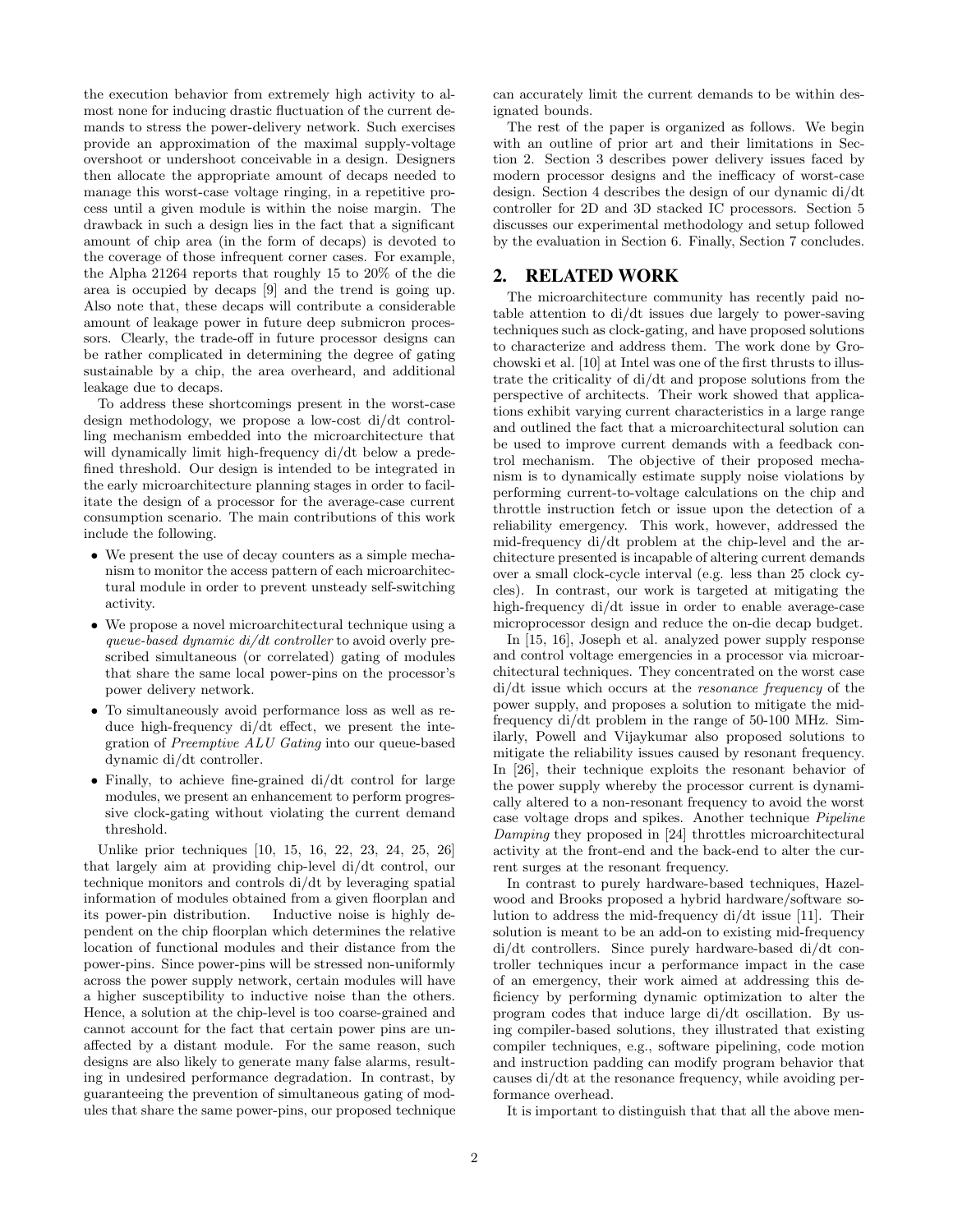the execution behavior from extremely high activity to almost none for inducing drastic fluctuation of the current demands to stress the power-delivery network. Such exercises provide an approximation of the maximal supply-voltage overshoot or undershoot conceivable in a design. Designers then allocate the appropriate amount of decaps needed to manage this worst-case voltage ringing, in a repetitive process until a given module is within the noise margin. The drawback in such a design lies in the fact that a significant amount of chip area (in the form of decaps) is devoted to the coverage of those infrequent corner cases. For example, the Alpha 21264 reports that roughly 15 to 20% of the die area is occupied by decaps [9] and the trend is going up. Also note that, these decaps will contribute a considerable amount of leakage power in future deep submicron processors. Clearly, the trade-off in future processor designs can be rather complicated in determining the degree of gating sustainable by a chip, the area overheard, and additional leakage due to decaps.

To address these shortcomings present in the worst-case design methodology, we propose a low-cost di/dt controlling mechanism embedded into the microarchitecture that will dynamically limit high-frequency di/dt below a predefined threshold. Our design is intended to be integrated in the early microarchitecture planning stages in order to facilitate the design of a processor for the average-case current consumption scenario. The main contributions of this work include the following.

- We present the use of decay counters as a simple mechanism to monitor the access pattern of each microarchitectural module in order to prevent unsteady self-switching activity.
- We propose a novel microarchitectural technique using a *queue-based dynamic di/dt controller* to avoid overly prescribed simultaneous (or correlated) gating of modules that share the same local power-pins on the processor's power delivery network.
- To simultaneously avoid performance loss as well as reduce high-frequency di/dt effect, we present the integration of *Preemptive ALU Gating* into our queue-based dynamic di/dt controller.
- Finally, to achieve fine-grained di/dt control for large modules, we present an enhancement to perform progressive clock-gating without violating the current demand threshold.

Unlike prior techniques [10, 15, 16, 22, 23, 24, 25, 26] that largely aim at providing chip-level di/dt control, our technique monitors and controls di/dt by leveraging spatial information of modules obtained from a given floorplan and its power-pin distribution. Inductive noise is highly dependent on the chip floorplan which determines the relative location of functional modules and their distance from the power-pins. Since power-pins will be stressed non-uniformly across the power supply network, certain modules will have a higher susceptibility to inductive noise than the others. Hence, a solution at the chip-level is too coarse-grained and cannot account for the fact that certain power pins are unaffected by a distant module. For the same reason, such designs are also likely to generate many false alarms, resulting in undesired performance degradation. In contrast, by guaranteeing the prevention of simultaneous gating of modules that share the same power-pins, our proposed technique can accurately limit the current demands to be within designated bounds.

The rest of the paper is organized as follows. We begin with an outline of prior art and their limitations in Section 2. Section 3 describes power delivery issues faced by modern processor designs and the inefficacy of worst-case design. Section 4 describes the design of our dynamic di/dt controller for 2D and 3D stacked IC processors. Section 5 discusses our experimental methodology and setup followed by the evaluation in Section 6. Finally, Section 7 concludes.

## 2. RELATED WORK

The microarchitecture community has recently paid notable attention to di/dt issues due largely to power-saving techniques such as clock-gating, and have proposed solutions to characterize and address them. The work done by Grochowski et al. [10] at Intel was one of the first thrusts to illustrate the criticality of di/dt and propose solutions from the perspective of architects. Their work showed that applications exhibit varying current characteristics in a large range and outlined the fact that a microarchitectural solution can be used to improve current demands with a feedback control mechanism. The objective of their proposed mechanism is to dynamically estimate supply noise violations by performing current-to-voltage calculations on the chip and throttle instruction fetch or issue upon the detection of a reliability emergency. This work, however, addressed the mid-frequency di/dt problem at the chip-level and the architecture presented is incapable of altering current demands over a small clock-cycle interval (e.g. less than 25 clock cycles). In contrast, our work is targeted at mitigating the high-frequency di/dt issue in order to enable average-case microprocessor design and reduce the on-die decap budget.

In [15, 16], Joseph et al. analyzed power supply response and control voltage emergencies in a processor via microarchitectural techniques. They concentrated on the worst case di/dt issue which occurs at the *resonance frequency* of the power supply, and proposes a solution to mitigate the mid-frequency di/dt problem in the range of 50-100 MHz. Similarly, Powell and Vijaykumar also proposed solutions to mitigate the reliability issues caused by resonant frequency. In [26], their technique exploits the resonant behavior of the power supply whereby the processor current is dynamically altered to a non-resonant frequency to avoid the worst case voltage drops and spikes. Another technique *Pipeline Damping* they proposed in [24] throttles microarchitectural activity at the front-end and the back-end to alter the current surges at the resonant frequency.

In contrast to purely hardware-based techniques, Hazelwood and Brooks proposed a hybrid hardware/software solution to address the mid-frequency di/dt issue [11]. Their solution is meant to be an add-on to existing mid-frequency di/dt controllers. Since purely hardware-based di/dt controller techniques incur a performance impact in the case of an emergency, their work aimed at addressing this deficiency by performing dynamic optimization to alter the program codes that induce large di/dt oscillation. By using compiler-based solutions, they illustrated that existing compiler techniques, e.g., software pipelining, code motion and instruction padding can modify program behavior that causes di/dt at the resonance frequency, while avoiding performance overhead.

It is important to distinguish that that all the above men-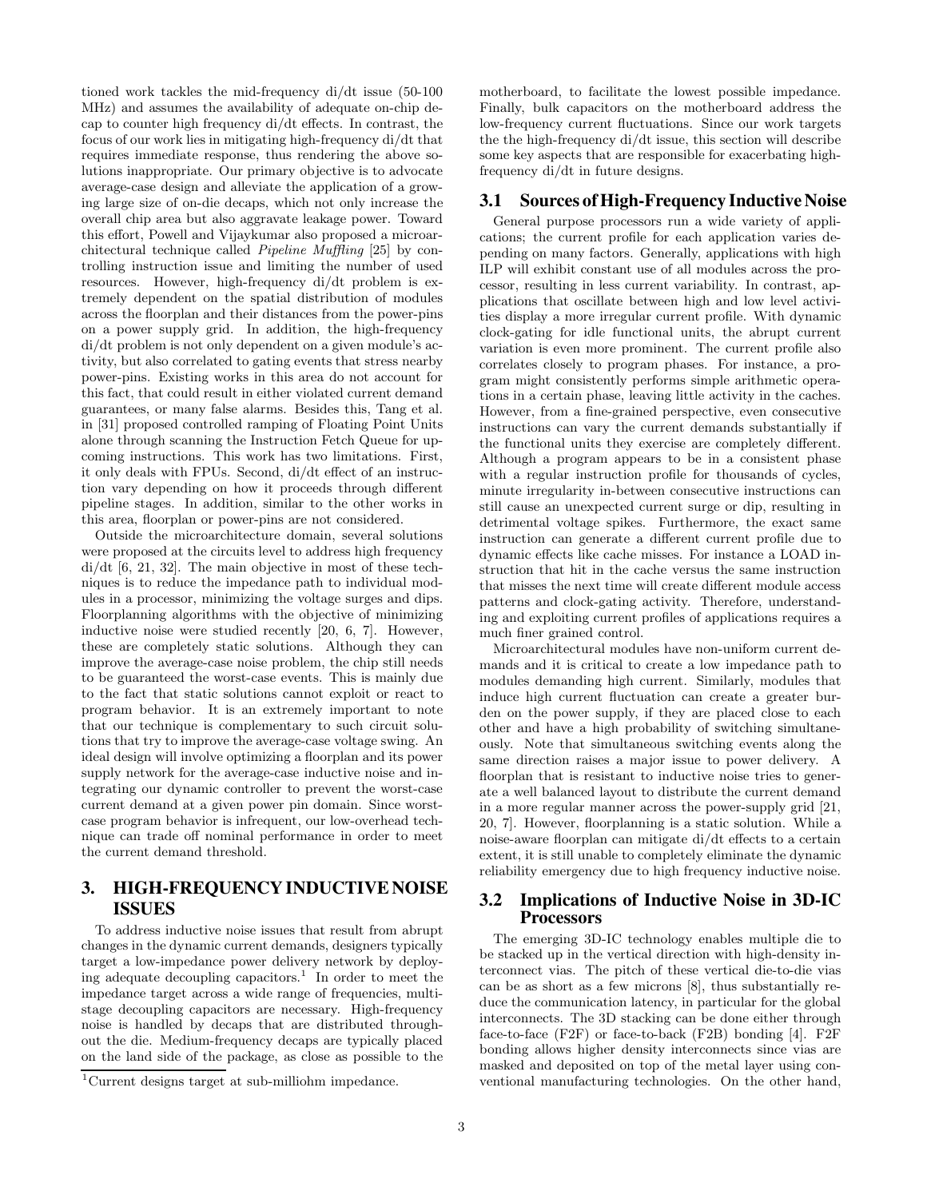tioned work tackles the mid-frequency di/dt issue (50-100 MHz) and assumes the availability of adequate on-chip decap to counter high frequency di/dt effects. In contrast, the focus of our work lies in mitigating high-frequency di/dt that requires immediate response, thus rendering the above solutions inappropriate. Our primary objective is to advocate average-case design and alleviate the application of a growing large size of on-die decaps, which not only increase the overall chip area but also aggravate leakage power. Toward this effort, Powell and Vijaykumar also proposed a microarchitectural technique called *Pipeline Muffling* [25] by controlling instruction issue and limiting the number of used resources. However, high-frequency di/dt problem is extremely dependent on the spatial distribution of modules across the floorplan and their distances from the power-pins on a power supply grid. In addition, the high-frequency di/dt problem is not only dependent on a given module's activity, but also correlated to gating events that stress nearby power-pins. Existing works in this area do not account for this fact, that could result in either violated current demand guarantees, or many false alarms. Besides this, Tang et al. in [31] proposed controlled ramping of Floating Point Units alone through scanning the Instruction Fetch Queue for upcoming instructions. This work has two limitations. First, it only deals with FPUs. Second, di/dt effect of an instruction vary depending on how it proceeds through different pipeline stages. In addition, similar to the other works in this area, floorplan or power-pins are not considered.

Outside the microarchitecture domain, several solutions were proposed at the circuits level to address high frequency di/dt [6, 21, 32]. The main objective in most of these techniques is to reduce the impedance path to individual modules in a processor, minimizing the voltage surges and dips. Floorplanning algorithms with the objective of minimizing inductive noise were studied recently [20, 6, 7]. However, these are completely static solutions. Although they can improve the average-case noise problem, the chip still needs to be guaranteed the worst-case events. This is mainly due to the fact that static solutions cannot exploit or react to program behavior. It is an extremely important to note that our technique is complementary to such circuit solutions that try to improve the average-case voltage swing. An ideal design will involve optimizing a floorplan and its power supply network for the average-case inductive noise and integrating our dynamic controller to prevent the worst-case current demand at a given power pin domain. Since worst-case program behavior is infrequent, our low-overhead technique can trade off nominal performance in order to meet the current demand threshold.

# 3. HIGH-FREQUENCY INDUCTIVE NOISE ISSUES

To address inductive noise issues that result from abrupt changes in the dynamic current demands, designers typically target a low-impedance power delivery network by deploying adequate decoupling capacitors.[1] In order to meet the impedance target across a wide range of frequencies, multi-stage decoupling capacitors are necessary. High-frequency noise is handled by decaps that are distributed throughout the die. Medium-frequency decaps are typically placed on the land side of the package, as close as possible to the motherboard, to facilitate the lowest possible impedance. Finally, bulk capacitors on the motherboard address the low-frequency current fluctuations. Since our work targets the the high-frequency di/dt issue, this section will describe some key aspects that are responsible for exacerbating high-frequency di/dt in future designs.

[1] Current designs target at sub-milliohm impedance.

## 3.1 Sources of High-Frequency Inductive Noise

General purpose processors run a wide variety of applications; the current profile for each application varies depending on many factors. Generally, applications with high ILP will exhibit constant use of all modules across the processor, resulting in less current variability. In contrast, applications that oscillate between high and low level activities display a more irregular current profile. With dynamic clock-gating for idle functional units, the abrupt current variation is even more prominent. The current profile also correlates closely to program phases. For instance, a program might consistently performs simple arithmetic operations in a certain phase, leaving little activity in the caches. However, from a fine-grained perspective, even consecutive instructions can vary the current demands substantially if the functional units they exercise are completely different. Although a program appears to be in a consistent phase with a regular instruction profile for thousands of cycles, minute irregularity in-between consecutive instructions can still cause an unexpected current surge or dip, resulting in detrimental voltage spikes. Furthermore, the exact same instruction can generate a different current profile due to dynamic effects like cache misses. For instance a LOAD instruction that hit in the cache versus the same instruction that misses the next time will create different module access patterns and clock-gating activity. Therefore, understanding and exploiting current profiles of applications requires a much finer grained control.

Microarchitectural modules have non-uniform current demands and it is critical to create a low impedance path to modules demanding high current. Similarly, modules that induce high current fluctuation can create a greater burden on the power supply, if they are placed close to each other and have a high probability of switching simultaneously. Note that simultaneous switching events along the same direction raises a major issue to power delivery. A floorplan that is resistant to inductive noise tries to generate a well balanced layout to distribute the current demand in a more regular manner across the power-supply grid [21, 20, 7]. However, floorplanning is a static solution. While a noise-aware floorplan can mitigate di/dt effects to a certain extent, it is still unable to completely eliminate the dynamic reliability emergency due to high frequency inductive noise.

## 3.2 Implications of Inductive Noise in 3D-IC Processors

The emerging 3D-IC technology enables multiple die to be stacked up in the vertical direction with high-density interconnect vias. The pitch of these vertical die-to-die vias can be as short as a few microns [8], thus substantially reduce the communication latency, in particular for the global interconnects. The 3D stacking can be done either through face-to-face (F2F) or face-to-back (F2B) bonding [4]. F2F bonding allows higher density interconnects since vias are masked and deposited on top of the metal layer using conventional manufacturing technologies. On the other hand,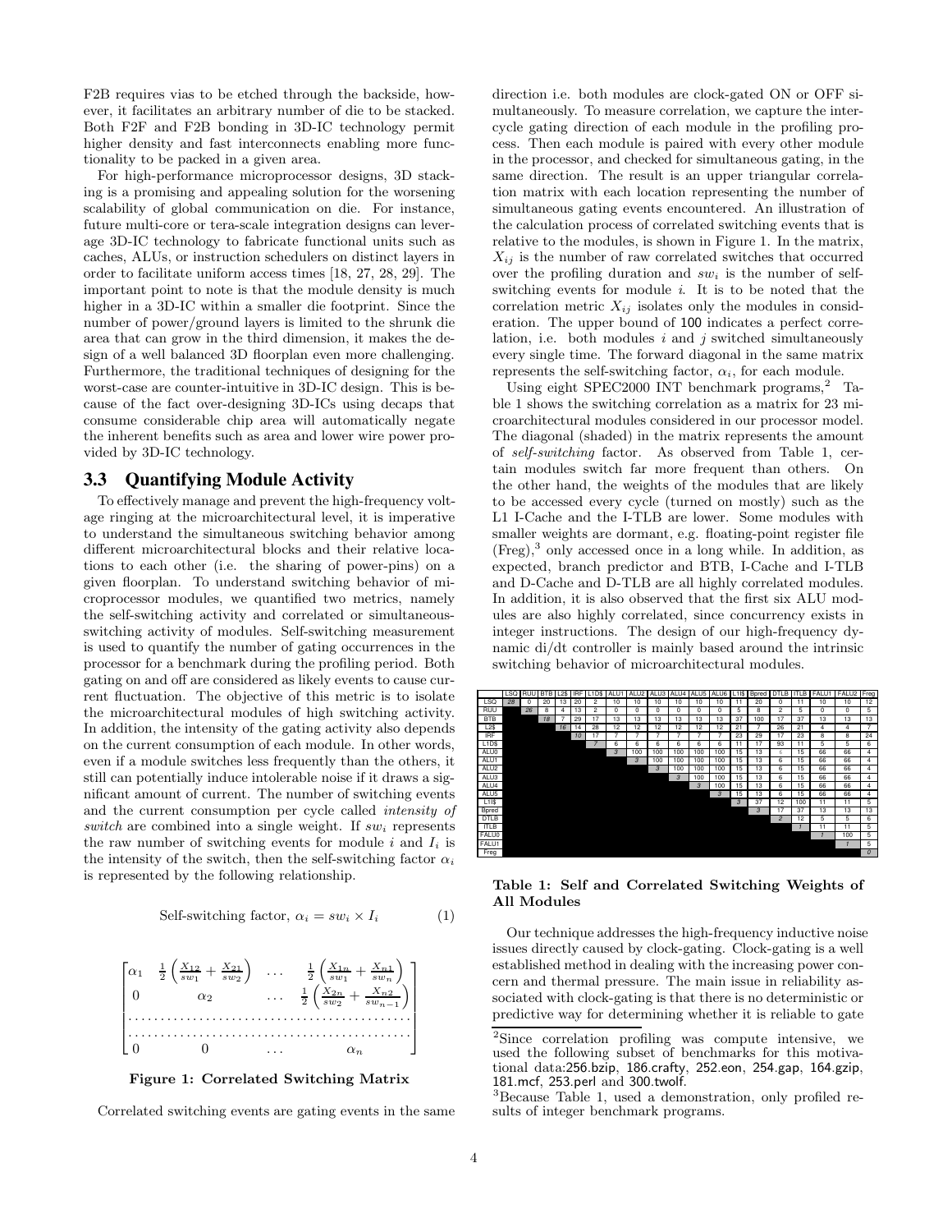F2B requires vias to be etched through the backside, however, it facilitates an arbitrary number of die to be stacked. Both F2F and F2B bonding in 3D-IC technology permit higher density and fast interconnects enabling more functionality to be packed in a given area.

For high-performance microprocessor designs, 3D stacking is a promising and appealing solution for the worsening scalability of global communication on die. For instance, future multi-core or tera-scale integration designs can leverage 3D-IC technology to fabricate functional units such as caches, ALUs, or instruction schedulers on distinct layers in order to facilitate uniform access times [18, 27, 28, 29]. The important point to note is that the module density is much higher in a 3D-IC within a smaller die footprint. Since the number of power/ground layers is limited to the shrunk die area that can grow in the third dimension, it makes the design of a well balanced 3D floorplan even more challenging. Furthermore, the traditional techniques of designing for the worst-case are counter-intuitive in 3D-IC design. This is because of the fact over-designing 3D-ICs using decaps that consume considerable chip area will automatically negate the inherent benefits such as area and lower wire power provided by 3D-IC technology.

## 3.3 Quantifying Module Activity

To effectively manage and prevent the high-frequency voltage ringing at the microarchitectural level, it is imperative to understand the simultaneous switching behavior among different microarchitectural blocks and their relative locations to each other (i.e. the sharing of power-pins) on a given floorplan. To understand switching behavior of microprocessor modules, we quantified two metrics, namely the self-switching activity and correlated or simultaneous-switching activity of modules. Self-switching measurement is used to quantify the number of gating occurrences in the processor for a benchmark during the profiling period. Both gating on and off are considered as likely events to cause current fluctuation. The objective of this metric is to isolate the microarchitectural modules of high switching activity. In addition, the intensity of the gating activity also depends on the current consumption of each module. In other words, even if a module switches less frequently than the others, it still can potentially induce intolerable noise if it draws a significant amount of current. The number of switching events and the current consumption per cycle called *intensity of switch* are combined into a single weight. If $sw_i$ represents the raw number of switching events for module $i$ and $I_i$ is the intensity of the switch, then the self-switching factor $\alpha_i$ is represented by the following relationship.

$$\text{Self-switching factor, } \alpha_i = sw_i \times I_i \qquad (1)$$

$$\begin{bmatrix} \alpha_1 & \frac{1}{2}\left(\frac{X_{12}}{sw_1} + \frac{X_{21}}{sw_2}\right) & \dots & \frac{1}{2}\left(\frac{X_{1n}}{sw_1} + \frac{X_{n1}}{sw_n}\right) \\ 0 & \alpha_2 & \dots & \frac{1}{2}\left(\frac{X_{2n}}{sw_2} + \frac{X_{n2}}{sw_{n-1}}\right) \\ \dots & \dots & \dots & \dots \\ \dots & \dots & \dots & \dots \\ 0 & 0 & \dots & \alpha_n \end{bmatrix}$$

**Figure 1: Correlated Switching Matrix**

Correlated switching events are gating events in the same direction i.e. both modules are clock-gated ON or OFF simultaneously. To measure correlation, we capture the inter-cycle gating direction of each module in the profiling process. Then each module is paired with every other module in the processor, and checked for simultaneous gating, in the same direction. The result is an upper triangular correlation matrix with each location representing the number of simultaneous gating events encountered. An illustration of the calculation process of correlated switching events that is relative to the modules, is shown in Figure 1. In the matrix, $X_{ij}$ is the number of raw correlated switches that occurred over the profiling duration and $sw_i$ is the number of self-switching events for module $i$. It is to be noted that the correlation metric $X_{ij}$ isolates only the modules in consideration. The upper bound of 100 indicates a perfect correlation, i.e. both modules $i$ and $j$ switched simultaneously every single time. The forward diagonal in the same matrix represents the self-switching factor, $\alpha_i$, for each module.

Using eight SPEC2000 INT benchmark programs,[2] Table 1 shows the switching correlation as a matrix for 23 microarchitectural modules considered in our processor model. The diagonal (shaded) in the matrix represents the amount of *self-switching* factor. As observed from Table 1, certain modules switch far more frequent than others. On the other hand, the weights of the modules that are likely to be accessed every cycle (turned on mostly) such as the L1 I-Cache and the I-TLB are lower. Some modules with smaller weights are dormant, e.g. floating-point register file (Freg),[3] only accessed once in a long while. In addition, as expected, branch predictor and BTB, I-Cache and I-TLB and D-Cache and D-TLB are all highly correlated modules. In addition, it is also observed that the first six ALU modules are also highly correlated, since concurrency exists in integer instructions. The design of our high-frequency dynamic di/dt controller is mainly based around the intrinsic switching behavior of microarchitectural modules.

| | LSQ | RUU | BTB | L2$ | IRF | L1D$ | ALU1 | ALU2 | ALU3 | ALU4 | ALU5 | ALU6 | L1I$ | Bpred | DTLB | ITLB | FALU1 | FALU2 | Freg |
|---|---|---|---|---|---|---|---|---|---|---|---|---|---|---|---|---|---|---|---|
| LSQ | 28 | 0 | 20 | 13 | 20 | 2 | 10 | 10 | 10 | 10 | 10 | 10 | 11 | 26 | 0 | 11 | 10 | 10 | 12 |
| RUU | | 26 | 8 | 4 | 13 | 2 | 0 | 0 | 0 | 0 | 0 | 0 | 5 | 8 | 2 | 5 | 0 | 0 | 5 |
| BTB | | | 18 | 7 | 29 | 17 | 13 | 13 | 13 | 13 | 13 | 13 | 37 | 100 | 17 | 37 | 13 | 13 | 13 |
| L2$ | | | | 16 | 14 | 28 | 12 | 12 | 12 | 12 | 12 | 12 | 21 | 7 | 26 | 21 | 4 | 4 | 7 |
| IRF | | | | | 10 | 17 | 7 | 7 | 7 | 7 | 7 | 7 | 23 | 29 | 17 | 23 | 8 | 8 | 24 |
| L1D$ | | | | | | 7 | 6 | 6 | 6 | 6 | 6 | 6 | 11 | 17 | 93 | 11 | 5 | 5 | 6 |
| ALU0 | | | | | | | 3 | 100 | 100 | 100 | 100 | 100 | 15 | 13 | 6 | 15 | 66 | 66 | 4 |
| ALU1 | | | | | | | | 3 | 100 | 100 | 100 | 100 | 15 | 13 | 6 | 15 | 66 | 66 | 4 |
| ALU2 | | | | | | | | | 3 | 100 | 100 | 100 | 15 | 13 | 6 | 15 | 66 | 66 | 4 |
| ALU3 | | | | | | | | | | 3 | 100 | 100 | 15 | 13 | 6 | 15 | 66 | 66 | 4 |
| ALU4 | | | | | | | | | | | 3 | 100 | 15 | 13 | 6 | 15 | 66 | 66 | 4 |
| ALU5 | | | | | | | | | | | | 3 | 15 | 13 | 6 | 15 | 66 | 66 | 4 |
| L1I$ | | | | | | | | | | | | | 3 | 37 | 12 | 100 | 11 | 11 | 5 |
| Bpred | | | | | | | | | | | | | | 3 | 17 | 37 | 13 | 13 | 13 |
| DTLB | | | | | | | | | | | | | | | 2 | 12 | 5 | 5 | 6 |
| ITLB | | | | | | | | | | | | | | | | 1 | 11 | 11 | 5 |
| FALU0 | | | | | | | | | | | | | | | | | 1 | 100 | 5 |
| FALU1 | | | | | | | | | | | | | | | | | | 1 | 5 |
| Freg | | | | | | | | | | | | | | | | | | | 0 |

**Table 1: Self and Correlated Switching Weights of All Modules**

Our technique addresses the high-frequency inductive noise issues directly caused by clock-gating. Clock-gating is a well established method in dealing with the increasing power concern and thermal pressure. The main issue in reliability associated with clock-gating is that there is no deterministic or predictive way for determining whether it is reliable to gate

[2]Since correlation profiling was compute intensive, we used the following subset of benchmarks for this motivational data: 256.bzip, 186.crafty, 252.eon, 254.gap, 164.gzip, 181.mcf, 253.perl and 300.twolf.

[3]Because Table 1, used a demonstration, only profiled results of integer benchmark programs.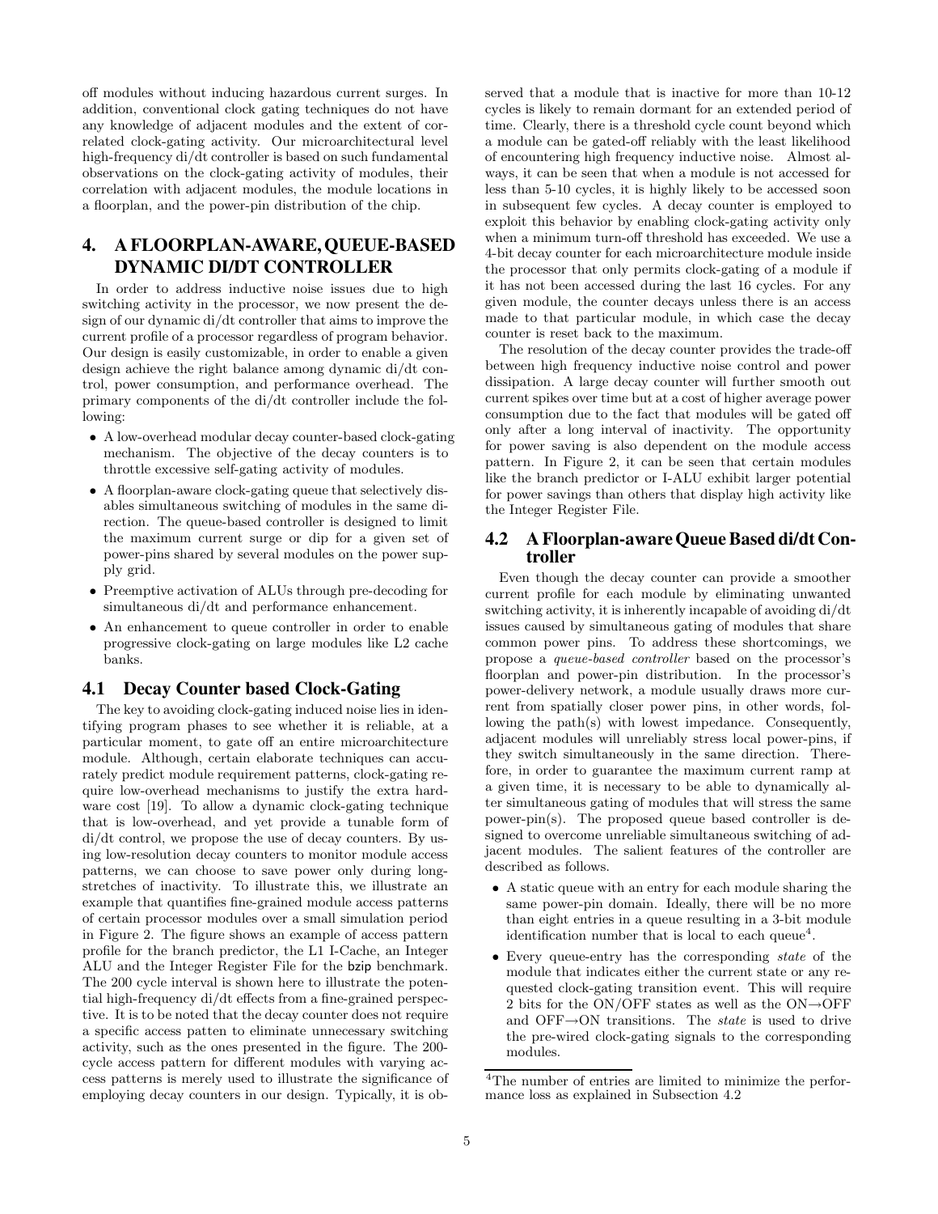off modules without inducing hazardous current surges. In addition, conventional clock gating techniques do not have any knowledge of adjacent modules and the extent of correlated clock-gating activity. Our microarchitectural level high-frequency di/dt controller is based on such fundamental observations on the clock-gating activity of modules, their correlation with adjacent modules, the module locations in a floorplan, and the power-pin distribution of the chip.

## 4. A FLOORPLAN-AWARE, QUEUE-BASED DYNAMIC DI/DT CONTROLLER

In order to address inductive noise issues due to high switching activity in the processor, we now present the design of our dynamic di/dt controller that aims to improve the current profile of a processor regardless of program behavior. Our design is easily customizable, in order to enable a given design achieve the right balance among dynamic di/dt control, power consumption, and performance overhead. The primary components of the di/dt controller include the following:

- A low-overhead modular decay counter-based clock-gating mechanism. The objective of the decay counters is to throttle excessive self-gating activity of modules.
- A floorplan-aware clock-gating queue that selectively disables simultaneous switching of modules in the same direction. The queue-based controller is designed to limit the maximum current surge or dip for a given set of power-pins shared by several modules on the power supply grid.
- Preemptive activation of ALUs through pre-decoding for simultaneous di/dt and performance enhancement.
- An enhancement to queue controller in order to enable progressive clock-gating on large modules like L2 cache banks.

### 4.1 Decay Counter based Clock-Gating

The key to avoiding clock-gating induced noise lies in identifying program phases to see whether it is reliable, at a particular moment, to gate off an entire microarchitecture module. Although, certain elaborate techniques can accurately predict module requirement patterns, clock-gating require low-overhead mechanisms to justify the extra hardware cost [19]. To allow a dynamic clock-gating technique that is low-overhead, and yet provide a tunable form of di/dt control, we propose the use of decay counters. By using low-resolution decay counters to monitor module access patterns, we can choose to save power only during long-stretches of inactivity. To illustrate this, we illustrate an example that quantifies fine-grained module access patterns of certain processor modules over a small simulation period in Figure 2. The figure shows an example of access pattern profile for the branch predictor, the L1 I-Cache, an Integer ALU and the Integer Register File for the bzip benchmark. The 200 cycle interval is shown here to illustrate the potential high-frequency di/dt effects from a fine-grained perspective. It is to be noted that the decay counter does not require a specific access patten to eliminate unnecessary switching activity, such as the ones presented in the figure. The 200-cycle access pattern for different modules with varying access patterns is merely used to illustrate the significance of employing decay counters in our design. Typically, it is observed that a module that is inactive for more than 10-12 cycles is likely to remain dormant for an extended period of time. Clearly, there is a threshold cycle count beyond which a module can be gated-off reliably with the least likelihood of encountering high frequency inductive noise. Almost always, it can be seen that when a module is not accessed for less than 5-10 cycles, it is highly likely to be accessed soon in subsequent few cycles. A decay counter is employed to exploit this behavior by enabling clock-gating activity only when a minimum turn-off threshold has exceeded. We use a 4-bit decay counter for each microarchitecture module inside the processor that only permits clock-gating of a module if it has not been accessed during the last 16 cycles. For any given module, the counter decays unless there is an access made to that particular module, in which case the decay counter is reset back to the maximum.

The resolution of the decay counter provides the trade-off between high frequency inductive noise control and power dissipation. A large decay counter will further smooth out current spikes over time but at a cost of higher average power consumption due to the fact that modules will be gated off only after a long interval of inactivity. The opportunity for power saving is also dependent on the module access pattern. In Figure 2, it can be seen that certain modules like the branch predictor or I-ALU exhibit larger potential for power savings than others that display high activity like the Integer Register File.

### 4.2 A Floorplan-aware Queue Based di/dt Controller

Even though the decay counter can provide a smoother current profile for each module by eliminating unwanted switching activity, it is inherently incapable of avoiding di/dt issues caused by simultaneous gating of modules that share common power pins. To address these shortcomings, we propose a *queue-based controller* based on the processor's floorplan and power-pin distribution. In the processor's power-delivery network, a module usually draws more current from spatially closer power pins, in other words, following the path(s) with lowest impedance. Consequently, adjacent modules will unreliably stress local power-pins, if they switch simultaneously in the same direction. Therefore, in order to guarantee the maximum current ramp at a given time, it is necessary to be able to dynamically alter simultaneous gating of modules that will stress the same power-pin(s). The proposed queue based controller is designed to overcome unreliable simultaneous switching of adjacent modules. The salient features of the controller are described as follows.

- A static queue with an entry for each module sharing the same power-pin domain. Ideally, there will be no more than eight entries in a queue resulting in a 3-bit module identification number that is local to each queue[4].
- Every queue-entry has the corresponding *state* of the module that indicates either the current state or any requested clock-gating transition event. This will require 2 bits for the ON/OFF states as well as the ON→OFF and OFF→ON transitions. The *state* is used to drive the pre-wired clock-gating signals to the corresponding modules.

[4]The number of entries are limited to minimize the performance loss as explained in Subsection 4.2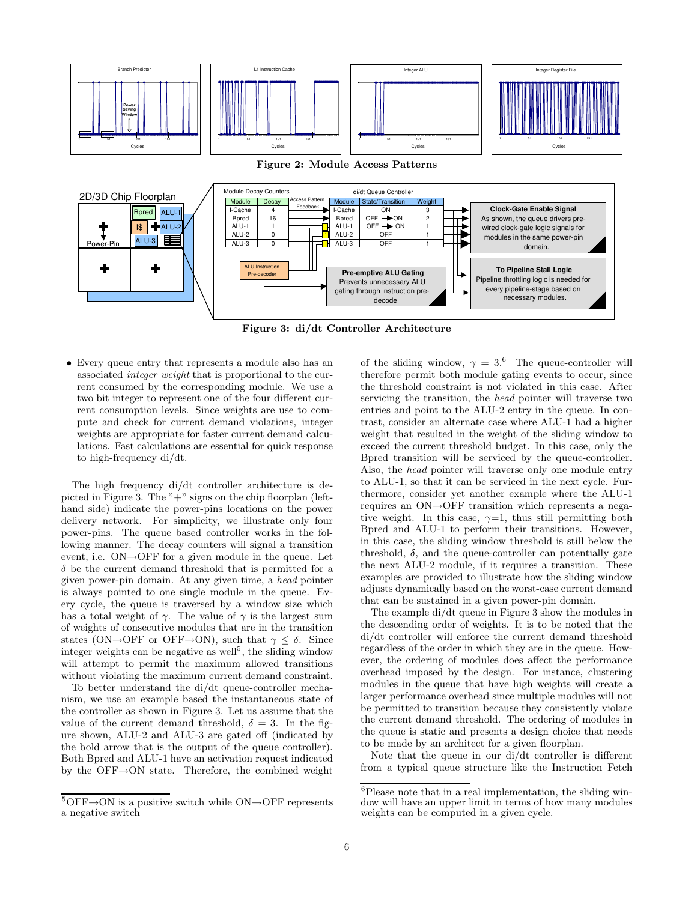Figure 2: Module Access Patterns

Figure 3: di/dt Controller Architecture

- Every queue entry that represents a module also has an associated *integer weight* that is proportional to the current consumed by the corresponding module. We use a two bit integer to represent one of the four different current consumption levels. Since weights are use to compute and check for current demand violations, integer weights are appropriate for faster current demand calculations. Fast calculations are essential for quick response to high-frequency di/dt.

The high frequency di/dt controller architecture is depicted in Figure 3. The "+" signs on the chip floorplan (left-hand side) indicate the power-pins locations on the power delivery network. For simplicity, we illustrate only four power-pins. The queue based controller works in the following manner. The decay counters will signal a transition event, i.e. ON→OFF for a given module in the queue. Let $\delta$ be the current demand threshold that is permitted for a given power-pin domain. At any given time, a *head* pointer is always pointed to one single module in the queue. Every cycle, the queue is traversed by a window size which has a total weight of $\gamma$. The value of $\gamma$ is the largest sum of weights of consecutive modules that are in the transition states (ON→OFF or OFF→ON), such that $\gamma \leq \delta$. Since integer weights can be negative as well[5], the sliding window will attempt to permit the maximum allowed transitions without violating the maximum current demand constraint.

To better understand the di/dt queue-controller mechanism, we use an example based the instantaneous state of the controller as shown in Figure 3. Let us assume that the value of the current demand threshold, $\delta = 3$. In the figure shown, ALU-2 and ALU-3 are gated off (indicated by the bold arrow that is the output of the queue controller). Both Bpred and ALU-1 have an activation request indicated by the OFF→ON state. Therefore, the combined weight of the sliding window, $\gamma = 3$.[6] The queue-controller will therefore permit both module gating events to occur, since the threshold constraint is not violated in this case. After servicing the transition, the *head* pointer will traverse two entries and point to the ALU-2 entry in the queue. In contrast, consider an alternate case where ALU-1 had a higher weight that resulted in the weight of the sliding window to exceed the current threshold budget. In this case, only the Bpred transition will be serviced by the queue-controller. Also, the *head* pointer will traverse only one module entry to ALU-1, so that it can be serviced in the next cycle. Furthermore, consider yet another example where the ALU-1 requires an ON→OFF transition which represents a negative weight. In this case, $\gamma$=1, thus still permitting both Bpred and ALU-1 to perform their transitions. However, in this case, the sliding window threshold is still below the threshold, $\delta$, and the queue-controller can potentially gate the next ALU-2 module, if it requires a transition. These examples are provided to illustrate how the sliding window adjusts dynamically based on the worst-case current demand that can be sustained in a given power-pin domain.

The example di/dt queue in Figure 3 show the modules in the descending order of weights. It is to be noted that the di/dt controller will enforce the current demand threshold regardless of the order in which they are in the queue. However, the ordering of modules does affect the performance overhead imposed by the design. For instance, clustering modules in the queue that have high weights will create a larger performance overhead since multiple modules will not be permitted to transition because they consistently violate the current demand threshold. The ordering of modules in the queue is static and presents a design choice that needs to be made by an architect for a given floorplan.

Note that the queue in our di/dt controller is different from a typical queue structure like the Instruction Fetch

[5] OFF→ON is a positive switch while ON→OFF represents a negative switch

[6] Please note that in a real implementation, the sliding window will have an upper limit in terms of how many modules weights can be computed in a given cycle.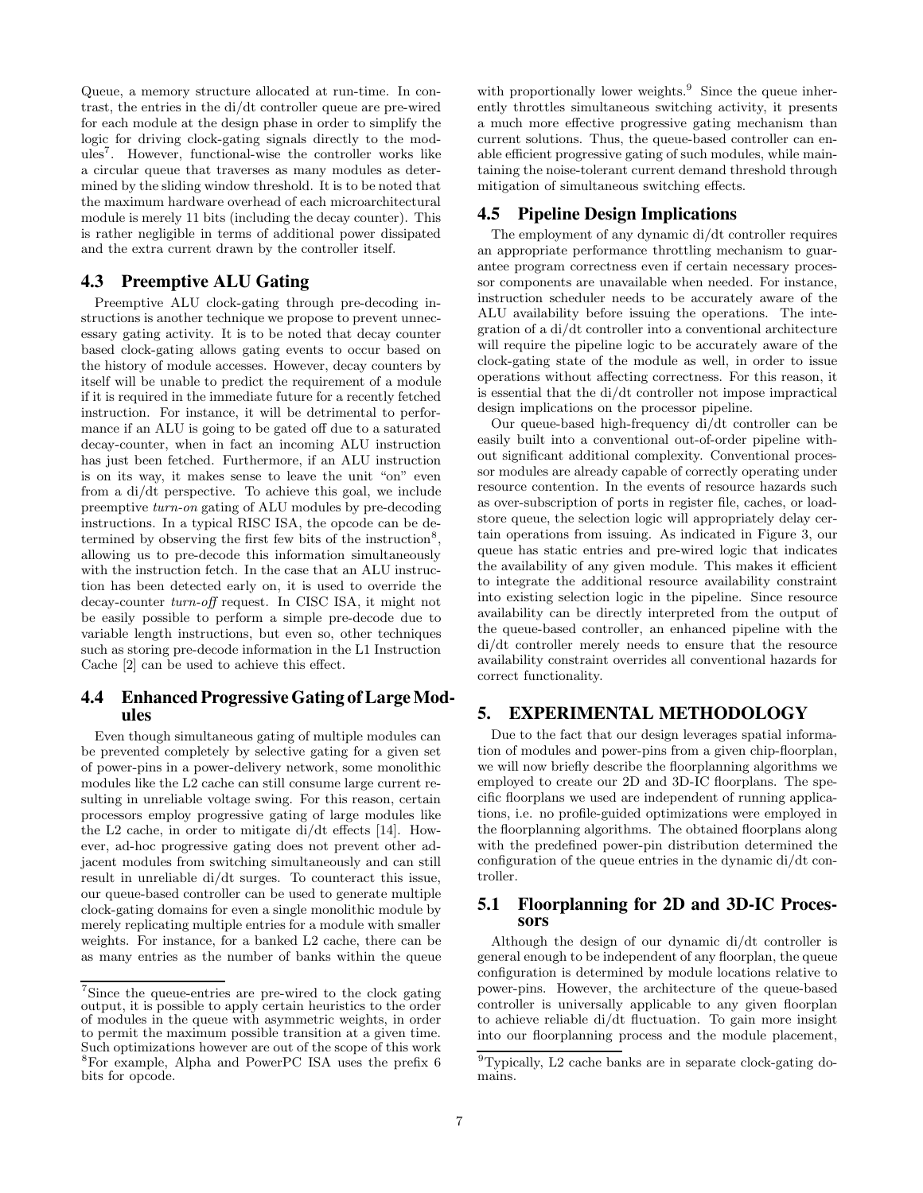Queue, a memory structure allocated at run-time. In contrast, the entries in the di/dt controller queue are pre-wired for each module at the design phase in order to simplify the logic for driving clock-gating signals directly to the modules[7]. However, functional-wise the controller works like a circular queue that traverses as many modules as determined by the sliding window threshold. It is to be noted that the maximum hardware overhead of each microarchitectural module is merely 11 bits (including the decay counter). This is rather negligible in terms of additional power dissipated and the extra current drawn by the controller itself.

## 4.3 Preemptive ALU Gating

Preemptive ALU clock-gating through pre-decoding instructions is another technique we propose to prevent unnecessary gating activity. It is to be noted that decay counter based clock-gating allows gating events to occur based on the history of module accesses. However, decay counters by itself will be unable to predict the requirement of a module if it is required in the immediate future for a recently fetched instruction. For instance, it will be detrimental to performance if an ALU is going to be gated off due to a saturated decay-counter, when in fact an incoming ALU instruction has just been fetched. Furthermore, if an ALU instruction is on its way, it makes sense to leave the unit "on" even from a di/dt perspective. To achieve this goal, we include preemptive *turn-on* gating of ALU modules by pre-decoding instructions. In a typical RISC ISA, the opcode can be determined by observing the first few bits of the instruction[8], allowing us to pre-decode this information simultaneously with the instruction fetch. In the case that an ALU instruction has been detected early on, it is used to override the decay-counter *turn-off* request. In CISC ISA, it might not be easily possible to perform a simple pre-decode due to variable length instructions, but even so, other techniques such as storing pre-decode information in the L1 Instruction Cache [2] can be used to achieve this effect.

## 4.4 Enhanced Progressive Gating of Large Modules

Even though simultaneous gating of multiple modules can be prevented completely by selective gating for a given set of power-pins in a power-delivery network, some monolithic modules like the L2 cache can still consume large current resulting in unreliable voltage swing. For this reason, certain processors employ progressive gating of large modules like the L2 cache, in order to mitigate di/dt effects [14]. However, ad-hoc progressive gating does not prevent other adjacent modules from switching simultaneously and can still result in unreliable di/dt surges. To counteract this issue, our queue-based controller can be used to generate multiple clock-gating domains for even a single monolithic module by merely replicating multiple entries for a module with smaller weights. For instance, for a banked L2 cache, there can be as many entries as the number of banks within the queue with proportionally lower weights.[9] Since the queue inherently throttles simultaneous switching activity, it presents a much more effective progressive gating mechanism than current solutions. Thus, the queue-based controller can enable efficient progressive gating of such modules, while maintaining the noise-tolerant current demand threshold through mitigation of simultaneous switching effects.

## 4.5 Pipeline Design Implications

The employment of any dynamic di/dt controller requires an appropriate performance throttling mechanism to guarantee program correctness even if certain necessary processor components are unavailable when needed. For instance, instruction scheduler needs to be accurately aware of the ALU availability before issuing the operations. The integration of a di/dt controller into a conventional architecture will require the pipeline logic to be accurately aware of the clock-gating state of the module as well, in order to issue operations without affecting correctness. For this reason, it is essential that the di/dt controller not impose impractical design implications on the processor pipeline.

Our queue-based high-frequency di/dt controller can be easily built into a conventional out-of-order pipeline without significant additional complexity. Conventional processor modules are already capable of correctly operating under resource contention. In the events of resource hazards such as over-subscription of ports in register file, caches, or load-store queue, the selection logic will appropriately delay certain operations from issuing. As indicated in Figure 3, our queue has static entries and pre-wired logic that indicates the availability of any given module. This makes it efficient to integrate the additional resource availability constraint into existing selection logic in the pipeline. Since resource availability can be directly interpreted from the output of the queue-based controller, an enhanced pipeline with the di/dt controller merely needs to ensure that the resource availability constraint overrides all conventional hazards for correct functionality.

# 5. EXPERIMENTAL METHODOLOGY

Due to the fact that our design leverages spatial information of modules and power-pins from a given chip-floorplan, we will now briefly describe the floorplanning algorithms we employed to create our 2D and 3D-IC floorplans. The specific floorplans we used are independent of running applications, i.e. no profile-guided optimizations were employed in the floorplanning algorithms. The obtained floorplans along with the predefined power-pin distribution determined the configuration of the queue entries in the dynamic di/dt controller.

## 5.1 Floorplanning for 2D and 3D-IC Processors

Although the design of our dynamic di/dt controller is general enough to be independent of any floorplan, the queue configuration is determined by module locations relative to power-pins. However, the architecture of the queue-based controller is universally applicable to any given floorplan to achieve reliable di/dt fluctuation. To gain more insight into our floorplanning process and the module placement,

---

[7] Since the queue-entries are pre-wired to the clock gating output, it is possible to apply certain heuristics to the order of modules in the queue with asymmetric weights, in order to permit the maximum possible transition at a given time. Such optimizations however are out of the scope of this work

[8] For example, Alpha and PowerPC ISA uses the prefix 6 bits for opcode.

[9] Typically, L2 cache banks are in separate clock-gating domains.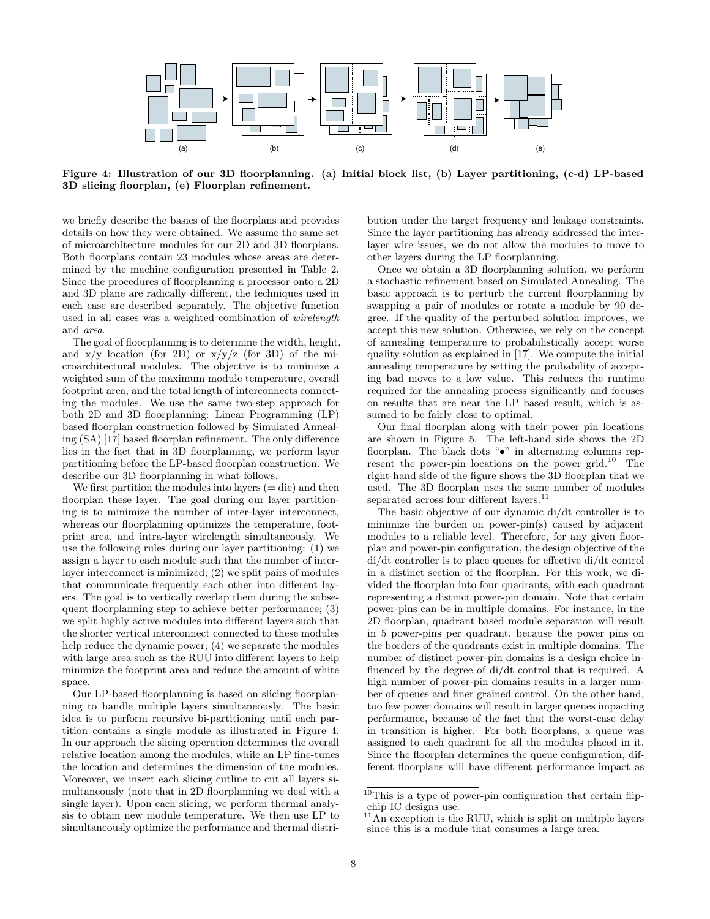**Figure 4: Illustration of our 3D floorplanning. (a) Initial block list, (b) Layer partitioning, (c-d) LP-based 3D slicing floorplan, (e) Floorplan refinement.**

we briefly describe the basics of the floorplans and provides details on how they were obtained. We assume the same set of microarchitecture modules for our 2D and 3D floorplans. Both floorplans contain 23 modules whose areas are determined by the machine configuration presented in Table 2. Since the procedures of floorplanning a processor onto a 2D and 3D plane are radically different, the techniques used in each case are described separately. The objective function used in all cases was a weighted combination of *wirelength* and *area*.

The goal of floorplanning is to determine the width, height, and x/y location (for 2D) or x/y/z (for 3D) of the microarchitectural modules. The objective is to minimize a weighted sum of the maximum module temperature, overall footprint area, and the total length of interconnects connecting the modules. We use the same two-step approach for both 2D and 3D floorplanning: Linear Programming (LP) based floorplan construction followed by Simulated Annealing (SA) [17] based floorplan refinement. The only difference lies in the fact that in 3D floorplanning, we perform layer partitioning before the LP-based floorplan construction. We describe our 3D floorplanning in what follows.

We first partition the modules into layers (= die) and then floorplan these layer. The goal during our layer partitioning is to minimize the number of inter-layer interconnect, whereas our floorplanning optimizes the temperature, footprint area, and intra-layer wirelength simultaneously. We use the following rules during our layer partitioning: (1) we assign a layer to each module such that the number of inter-layer interconnect is minimized; (2) we split pairs of modules that communicate frequently each other into different layers. The goal is to vertically overlap them during the subsequent floorplanning step to achieve better performance; (3) we split highly active modules into different layers such that the shorter vertical interconnect connected to these modules help reduce the dynamic power; (4) we separate the modules with large area such as the RUU into different layers to help minimize the footprint area and reduce the amount of white space.

Our LP-based floorplanning is based on slicing floorplanning to handle multiple layers simultaneously. The basic idea is to perform recursive bi-partitioning until each partition contains a single module as illustrated in Figure 4. In our approach the slicing operation determines the overall relative location among the modules, while an LP fine-tunes the location and determines the dimension of the modules. Moreover, we insert each slicing cutline to cut all layers simultaneously (note that in 2D floorplanning we deal with a single layer). Upon each slicing, we perform thermal analysis to obtain new module temperature. We then use LP to simultaneously optimize the performance and thermal distribution under the target frequency and leakage constraints. Since the layer partitioning has already addressed the inter-layer wire issues, we do not allow the modules to move to other layers during the LP floorplanning.

Once we obtain a 3D floorplanning solution, we perform a stochastic refinement based on Simulated Annealing. The basic approach is to perturb the current floorplanning by swapping a pair of modules or rotate a module by 90 degree. If the quality of the perturbed solution improves, we accept this new solution. Otherwise, we rely on the concept of annealing temperature to probabilistically accept worse quality solution as explained in [17]. We compute the initial annealing temperature by setting the probability of accepting bad moves to a low value. This reduces the runtime required for the annealing process significantly and focuses on results that are near the LP based result, which is assumed to be fairly close to optimal.

Our final floorplan along with their power pin locations are shown in Figure 5. The left-hand side shows the 2D floorplan. The black dots "•" in alternating columns represent the power-pin locations on the power grid.[10] The right-hand side of the figure shows the 3D floorplan that we used. The 3D floorplan uses the same number of modules separated across four different layers.[11]

The basic objective of our dynamic di/dt controller is to minimize the burden on power-pin(s) caused by adjacent modules to a reliable level. Therefore, for any given floorplan and power-pin configuration, the design objective of the di/dt controller is to place queues for effective di/dt control in a distinct section of the floorplan. For this work, we divided the floorplan into four quadrants, with each quadrant representing a distinct power-pin domain. Note that certain power-pins can be in multiple domains. For instance, in the 2D floorplan, quadrant based module separation will result in 5 power-pins per quadrant, because the power pins on the borders of the quadrants exist in multiple domains. The number of distinct power-pin domains is a design choice influenced by the degree of di/dt control that is required. A high number of power-pin domains results in a larger number of queues and finer grained control. On the other hand, too few power domains will result in larger queues impacting performance, because of the fact that the worst-case delay in transition is higher. For both floorplans, a queue was assigned to each quadrant for all the modules placed in it. Since the floorplan determines the queue configuration, different floorplans will have different performance impact as

[10] This is a type of power-pin configuration that certain flip-chip IC designs use.

[11] An exception is the RUU, which is split on multiple layers since this is a module that consumes a large area.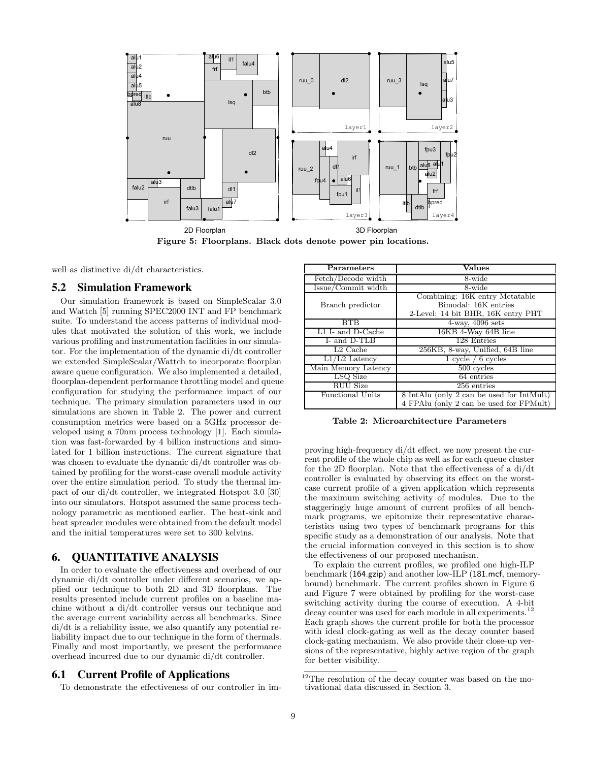Figure 5: Floorplans. Black dots denote power pin locations.

well as distinctive di/dt characteristics.

## 5.2 Simulation Framework

Our simulation framework is based on SimpleScalar 3.0 and Wattch [5] running SPEC2000 INT and FP benchmark suite. To understand the access patterns of individual modules that motivated the solution of this work, we include various profiling and instrumentation facilities in our simulator. For the implementation of the dynamic di/dt controller we extended SimpleScalar/Wattch to incorporate floorplan aware queue configuration. We also implemented a detailed, floorplan-dependent performance throttling model and queue configuration for studying the performance impact of our technique. The primary simulation parameters used in our simulations are shown in Table 2. The power and current consumption metrics were based on a 5GHz processor developed using a 70nm process technology [1]. Each simulation was fast-forwarded by 4 billion instructions and simulated for 1 billion instructions. The current signature that was chosen to evaluate the dynamic di/dt controller was obtained by profiling for the worst-case overall module activity over the entire simulation period. To study the thermal impact of our di/dt controller, we integrated Hotspot 3.0 [30] into our simulators. Hotspot assumed the same process technology parametric as mentioned earlier. The heat-sink and heat spreader modules were obtained from the default model and the initial temperatures were set to 300 kelvins.

| Parameters | Values |
|---|---|
| Fetch/Decode width | 8-wide |
| Issue/Commit width | 8-wide |
| Branch predictor | Combining: 16K entry Metatable<br>Bimodal: 16K entries<br>2-Level: 14 bit BHR, 16K entry PHT |
| BTB | 4-way, 4096 sets |
| L1 I- and D-Cache | 16KB 4-Way 64B line |
| I- and D-TLB | 128 Entries |
| L2 Cache | 256KB, 8-way, Unified, 64B line |
| L1/L2 Latency | 1 cycle / 6 cycles |
| Main Memory Latency | 500 cycles |
| LSQ Size | 64 entries |
| RUU Size | 256 entries |
| Functional Units | 8 IntAlu (only 2 can be used for IntMult)<br>4 FPAlu (only 2 can be used for FPMult) |

Table 2: Microarchitecture Parameters

## 6. QUANTITATIVE ANALYSIS

In order to evaluate the effectiveness and overhead of our dynamic di/dt controller under different scenarios, we applied our technique to both 2D and 3D floorplans. The results presented include current profiles on a baseline machine without a di/dt controller versus our technique and the average current variability across all benchmarks. Since di/dt is a reliability issue, we also quantify any potential reliability impact due to our technique in the form of thermals. Finally and most importantly, we present the performance overhead incurred due to our dynamic di/dt controller.

## 6.1 Current Profile of Applications

To demonstrate the effectiveness of our controller in improving high-frequency di/dt effect, we now present the current profile of the whole chip as well as for each queue cluster for the 2D floorplan. Note that the effectiveness of a di/dt controller is evaluated by observing its effect on the worst-case current profile of a given application which represents the maximum switching activity of modules. Due to the staggeringly huge amount of current profiles of all benchmark programs, we epitomize their representative characteristics using two types of benchmark programs for this specific study as a demonstration of our analysis. Note that the crucial information conveyed in this section is to show the effectiveness of our proposed mechanism.

To explain the current profiles, we profiled one high-ILP benchmark (164.gzip) and another low-ILP (181.mcf, memory-bound) benchmark. The current profiles shown in Figure 6 and Figure 7 were obtained by profiling for the worst-case switching activity during the course of execution. A 4-bit decay counter was used for each module in all experiments.[12] Each graph shows the current profile for both the processor with ideal clock-gating as well as the decay counter based clock-gating mechanism. We also provide their close-up versions of the representative, highly active region of the graph for better visibility.

[12] The resolution of the decay counter was based on the motivational data discussed in Section 3.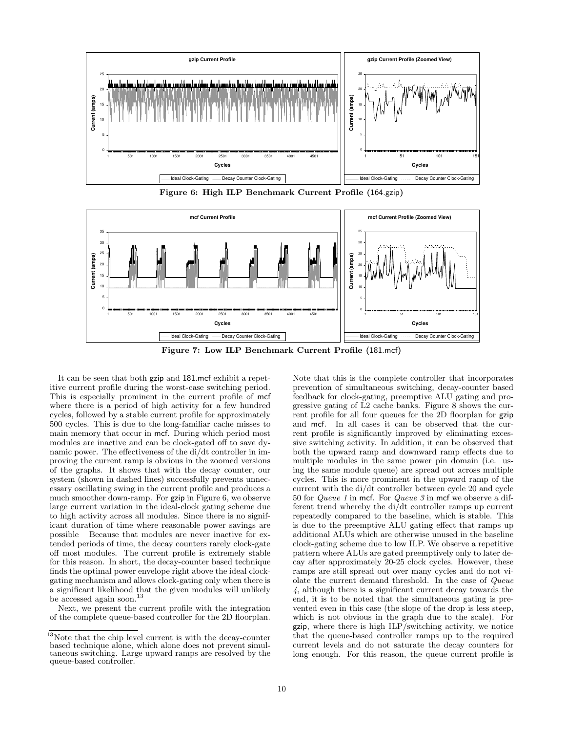**Figure 6: High ILP Benchmark Current Profile (164.gzip)**

**Figure 7: Low ILP Benchmark Current Profile (181.mcf)**

It can be seen that both gzip and 181.mcf exhibit a repetitive current profile during the worst-case switching period. This is especially prominent in the current profile of mcf where there is a period of high activity for a few hundred cycles, followed by a stable current profile for approximately 500 cycles. This is due to the long-familiar cache misses to main memory that occur in mcf. During which period most modules are inactive and can be clock-gated off to save dynamic power. The effectiveness of the di/dt controller in improving the current ramp is obvious in the zoomed versions of the graphs. It shows that with the decay counter, our system (shown in dashed lines) successfully prevents unnecessary oscillating swing in the current profile and produces a much smoother down-ramp. For gzip in Figure 6, we observe large current variation in the ideal-clock gating scheme due to high activity across all modules. Since there is no significant duration of time where reasonable power savings are possible Because that modules are never inactive for extended periods of time, the decay counters rarely clock-gate off most modules. The current profile is extremely stable for this reason. In short, the decay-counter based technique finds the optimal power envelope right above the ideal clock-gating mechanism and allows clock-gating only when there is a significant likelihood that the given modules will unlikely be accessed again soon.[13]

Next, we present the current profile with the integration of the complete queue-based controller for the 2D floorplan. Note that this is the complete controller that incorporates prevention of simultaneous switching, decay-counter based feedback for clock-gating, preemptive ALU gating and progressive gating of L2 cache banks. Figure 8 shows the current profile for all four queues for the 2D floorplan for gzip and mcf. In all cases it can be observed that the current profile is significantly improved by eliminating excessive switching activity. In addition, it can be observed that both the upward ramp and downward ramp effects due to multiple modules in the same power pin domain (i.e. using the same module queue) are spread out across multiple cycles. This is more prominent in the upward ramp of the current with the di/dt controller between cycle 20 and cycle 50 for *Queue 1* in mcf. For *Queue 3* in mcf we observe a different trend whereby the di/dt controller ramps up current repeatedly compared to the baseline, which is stable. This is due to the preemptive ALU gating effect that ramps up additional ALUs which are otherwise unused in the baseline clock-gating scheme due to low ILP. We observe a repetitive pattern where ALUs are gated preemptively only to later decay after approximately 20-25 clock cycles. However, these ramps are still spread out over many cycles and do not violate the current demand threshold. In the case of *Queue 4*, although there is a significant current decay towards the end, it is to be noted that the simultaneous gating is prevented even in this case (the slope of the drop is less steep, which is not obvious in the graph due to the scale). For gzip, where there is high ILP/switching activity, we notice that the queue-based controller ramps up to the required current levels and do not saturate the decay counters for long enough. For this reason, the queue current profile is

[13] Note that the chip level current is with the decay-counter based technique alone, which alone does not prevent simultaneous switching. Large upward ramps are resolved by the queue-based controller.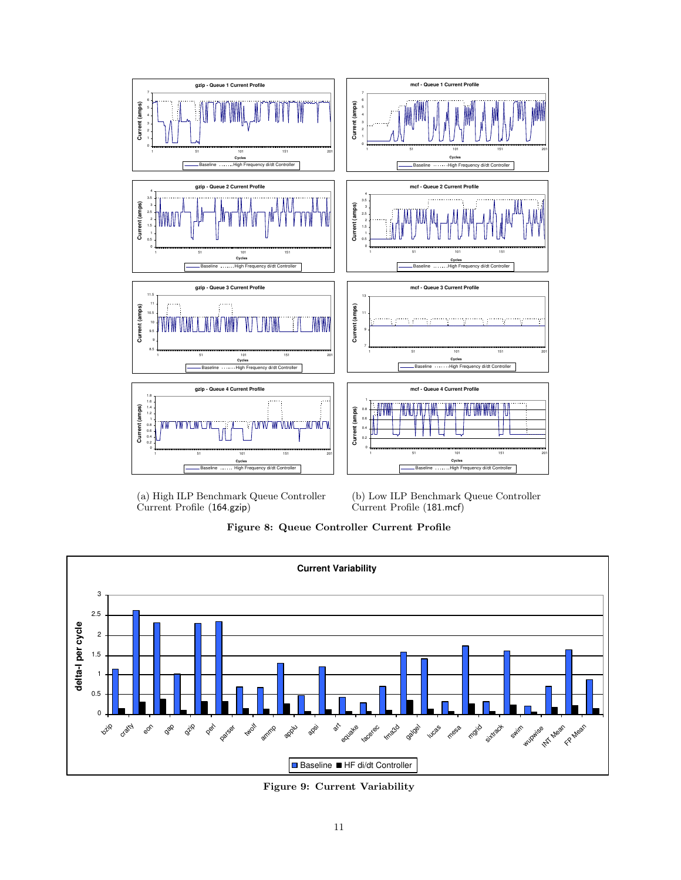(a) High ILP Benchmark Queue Controller Current Profile (164.gzip)

(b) Low ILP Benchmark Queue Controller Current Profile (181.mcf)

**Figure 8: Queue Controller Current Profile**

**Figure 9: Current Variability**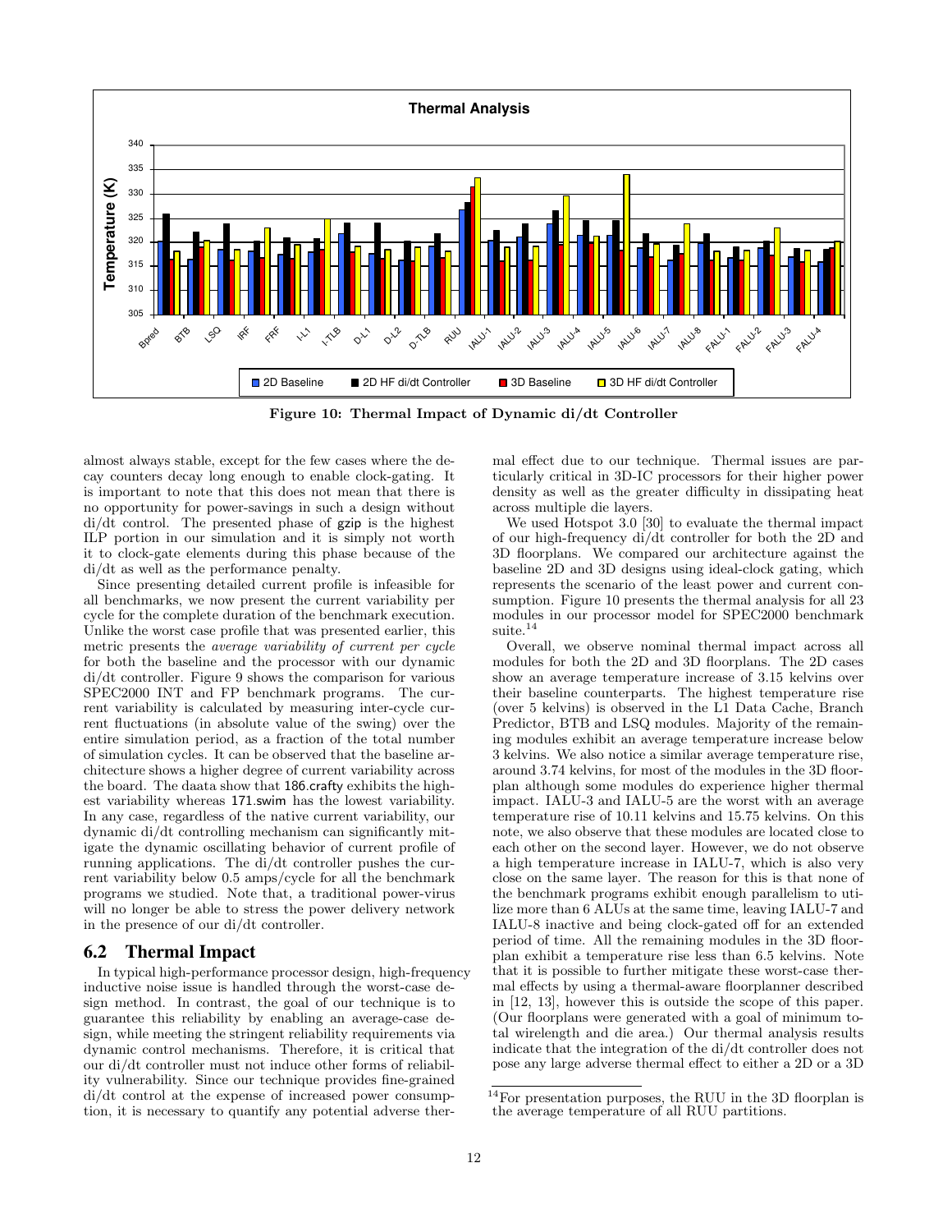Figure 10: Thermal Impact of Dynamic di/dt Controller

almost always stable, except for the few cases where the decay counters decay long enough to enable clock-gating. It is important to note that this does not mean that there is no opportunity for power-savings in such a design without di/dt control. The presented phase of gzip is the highest ILP portion in our simulation and it is simply not worth it to clock-gate elements during this phase because of the di/dt as well as the performance penalty.

Since presenting detailed current profile is infeasible for all benchmarks, we now present the current variability per cycle for the complete duration of the benchmark execution. Unlike the worst case profile that was presented earlier, this metric presents the *average variability of current per cycle* for both the baseline and the processor with our dynamic di/dt controller. Figure 9 shows the comparison for various SPEC2000 INT and FP benchmark programs. The current variability is calculated by measuring inter-cycle current fluctuations (in absolute value of the swing) over the entire simulation period, as a fraction of the total number of simulation cycles. It can be observed that the baseline architecture shows a higher degree of current variability across the board. The daata show that 186.crafty exhibits the highest variability whereas 171.swim has the lowest variability. In any case, regardless of the native current variability, our dynamic di/dt controlling mechanism can significantly mitigate the dynamic oscillating behavior of current profile of running applications. The di/dt controller pushes the current variability below 0.5 amps/cycle for all the benchmark programs we studied. Note that, a traditional power-virus will no longer be able to stress the power delivery network in the presence of our di/dt controller.

## 6.2 Thermal Impact

In typical high-performance processor design, high-frequency inductive noise issue is handled through the worst-case design method. In contrast, the goal of our technique is to guarantee this reliability by enabling an average-case design, while meeting the stringent reliability requirements via dynamic control mechanisms. Therefore, it is critical that our di/dt controller must not induce other forms of reliability vulnerability. Since our technique provides fine-grained di/dt control at the expense of increased power consumption, it is necessary to quantify any potential adverse thermal effect due to our technique. Thermal issues are particularly critical in 3D-IC processors for their higher power density as well as the greater difficulty in dissipating heat across multiple die layers.

We used Hotspot 3.0 [30] to evaluate the thermal impact of our high-frequency di/dt controller for both the 2D and 3D floorplans. We compared our architecture against the baseline 2D and 3D designs using ideal-clock gating, which represents the scenario of the least power and current consumption. Figure 10 presents the thermal analysis for all 23 modules in our processor model for SPEC2000 benchmark suite.[14]

Overall, we observe nominal thermal impact across all modules for both the 2D and 3D floorplans. The 2D cases show an average temperature increase of 3.15 kelvins over their baseline counterparts. The highest temperature rise (over 5 kelvins) is observed in the L1 Data Cache, Branch Predictor, BTB and LSQ modules. Majority of the remaining modules exhibit an average temperature increase below 3 kelvins. We also notice a similar average temperature rise, around 3.74 kelvins, for most of the modules in the 3D floorplan although some modules do experience higher thermal impact. IALU-3 and IALU-5 are the worst with an average temperature rise of 10.11 kelvins and 15.75 kelvins. On this note, we also observe that these modules are located close to each other on the second layer. However, we do not observe a high temperature increase in IALU-7, which is also very close on the same layer. The reason for this is that none of the benchmark programs exhibit enough parallelism to utilize more than 6 ALUs at the same time, leaving IALU-7 and IALU-8 inactive and being clock-gated off for an extended period of time. All the remaining modules in the 3D floorplan exhibit a temperature rise less than 6.5 kelvins. Note that it is possible to further mitigate these worst-case thermal effects by using a thermal-aware floorplanner described in [12, 13], however this is outside the scope of this paper. (Our floorplans were generated with a goal of minimum total wirelength and die area.) Our thermal analysis results indicate that the integration of the di/dt controller does not pose any large adverse thermal effect to either a 2D or a 3D

[14] For presentation purposes, the RUU in the 3D floorplan is the average temperature of all RUU partitions.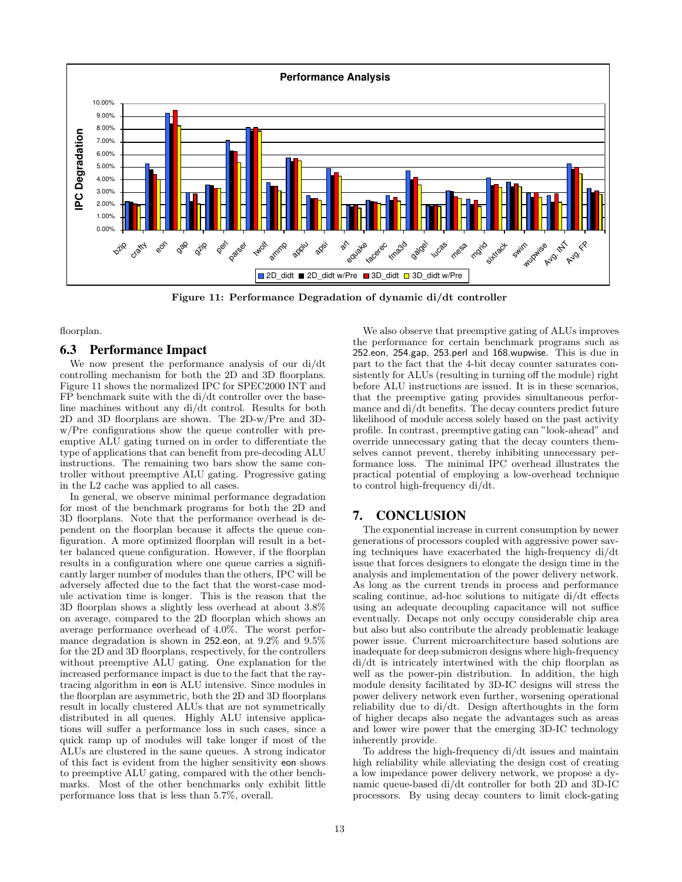Figure 11: Performance Degradation of dynamic di/dt controller

floorplan.

## 6.3 Performance Impact

We now present the performance analysis of our di/dt controlling mechanism for both the 2D and 3D floorplans. Figure 11 shows the normalized IPC for SPEC2000 INT and FP benchmark suite with the di/dt controller over the baseline machines without any di/dt control. Results for both 2D and 3D floorplans are shown. The 2D-w/Pre and 3D-w/Pre configurations show the queue controller with preemptive ALU gating turned on in order to differentiate the type of applications that can benefit from pre-decoding ALU instructions. The remaining two bars show the same controller without preemptive ALU gating. Progressive gating in the L2 cache was applied to all cases.

In general, we observe minimal performance degradation for most of the benchmark programs for both the 2D and 3D floorplans. Note that the performance overhead is dependent on the floorplan because it affects the queue configuration. A more optimized floorplan will result in a better balanced queue configuration. However, if the floorplan results in a configuration where one queue carries a significantly larger number of modules than the others, IPC will be adversely affected due to the fact that the worst-case module activation time is longer. This is the reason that the 3D floorplan shows a slightly less overhead at about 3.8% on average, compared to the 2D floorplan which shows an average performance overhead of 4.0%. The worst performance degradation is shown in 252.eon, at 9.2% and 9.5% for the 2D and 3D floorplans, respectively, for the controllers without preemptive ALU gating. One explanation for the increased performance impact is due to the fact that the raytracing algorithm in eon is ALU intensive. Since modules in the floorplan are asymmetric, both the 2D and 3D floorplans result in locally clustered ALUs that are not symmetrically distributed in all queues. Highly ALU intensive applications will suffer a performance loss in such cases, since a quick ramp up of modules will take longer if most of the ALUs are clustered in the same queues. A strong indicator of this fact is evident from the higher sensitivity eon shows to preemptive ALU gating, compared with the other benchmarks. Most of the other benchmarks only exhibit little performance loss that is less than 5.7%, overall.

We also observe that preemptive gating of ALUs improves the performance for certain benchmark programs such as 252.eon, 254.gap, 253.perl and 168.wupwise. This is due in part to the fact that the 4-bit decay counter saturates consistently for ALUs (resulting in turning off the module) right before ALU instructions are issued. It is in these scenarios, that the preemptive gating provides simultaneous performance and di/dt benefits. The decay counters predict future likelihood of module access solely based on the past activity profile. In contrast, preemptive gating can "look-ahead" and override unnecessary gating that the decay counters themselves cannot prevent, thereby inhibiting unnecessary performance loss. The minimal IPC overhead illustrates the practical potential of employing a low-overhead technique to control high-frequency di/dt.

# 7. CONCLUSION

The exponential increase in current consumption by newer generations of processors coupled with aggressive power saving techniques have exacerbated the high-frequency di/dt issue that forces designers to elongate the design time in the analysis and implementation of the power delivery network. As long as the current trends in process and performance scaling continue, ad-hoc solutions to mitigate di/dt effects using an adequate decoupling capacitance will not suffice eventually. Decaps not only occupy considerable chip area but also but also contribute the already problematic leakage power issue. Current microarchitecture based solutions are inadequate for deep submicron designs where high-frequency di/dt is intricately intertwined with the chip floorplan as well as the power-pin distribution. In addition, the high module density facilitated by 3D-IC designs will stress the power delivery network even further, worsening operational reliability due to di/dt. Design afterthoughts in the form of higher decaps also negate the advantages such as areas and lower wire power that the emerging 3D-IC technology inherently provide.

To address the high-frequency di/dt issues and maintain high reliability while alleviating the design cost of creating a low impedance power delivery network, we propose a dynamic queue-based di/dt controller for both 2D and 3D-IC processors. By using decay counters to limit clock-gating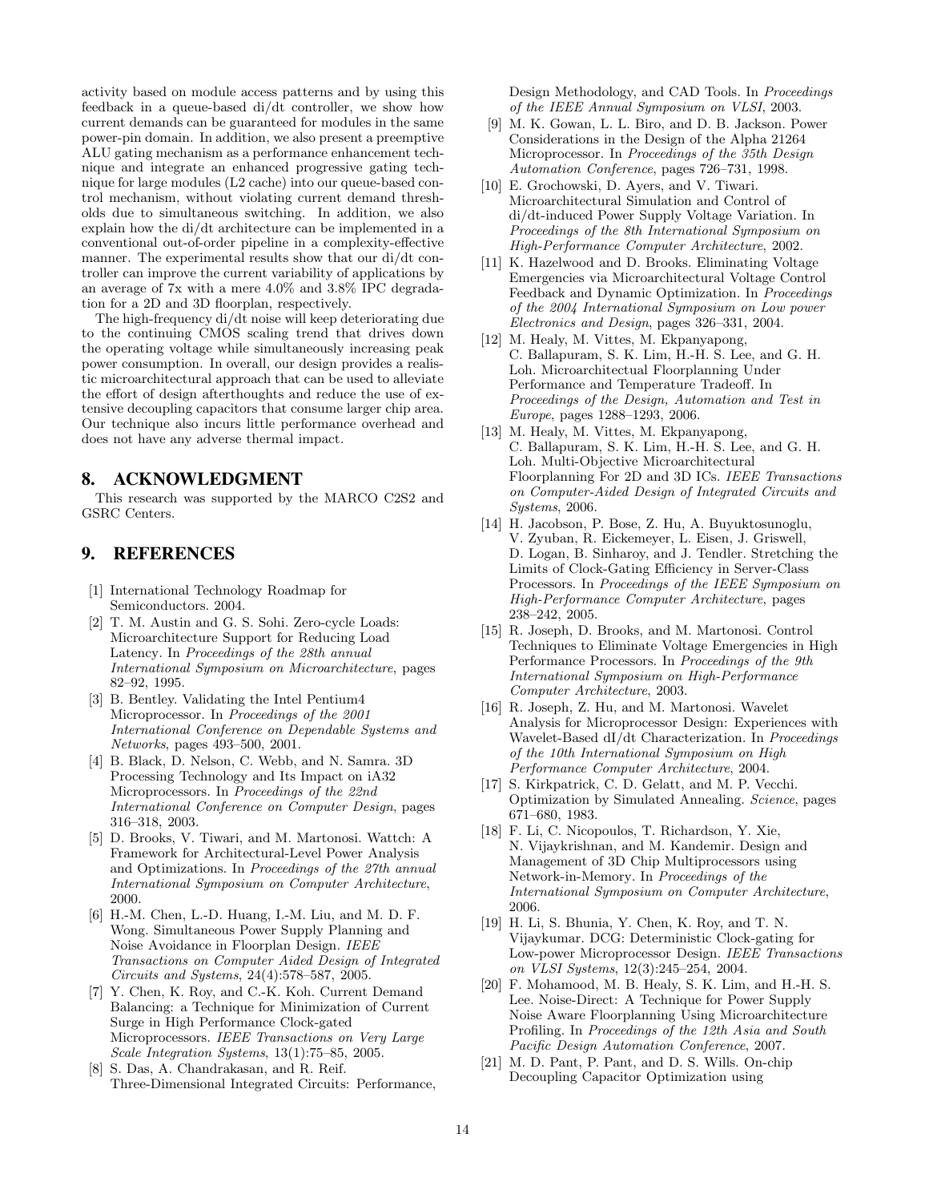activity based on module access patterns and by using this feedback in a queue-based di/dt controller, we show how current demands can be guaranteed for modules in the same power-pin domain. In addition, we also present a preemptive ALU gating mechanism as a performance enhancement technique and integrate an enhanced progressive gating technique for large modules (L2 cache) into our queue-based control mechanism, without violating current demand thresholds due to simultaneous switching. In addition, we also explain how the di/dt architecture can be implemented in a conventional out-of-order pipeline in a complexity-effective manner. The experimental results show that our di/dt controller can improve the current variability of applications by an average of 7x with a mere 4.0% and 3.8% IPC degradation for a 2D and 3D floorplan, respectively.

The high-frequency di/dt noise will keep deteriorating due to the continuing CMOS scaling trend that drives down the operating voltage while simultaneously increasing peak power consumption. In overall, our design provides a realistic microarchitectural approach that can be used to alleviate the effort of design afterthoughts and reduce the use of extensive decoupling capacitors that consume larger chip area. Our technique also incurs little performance overhead and does not have any adverse thermal impact.

## 8. ACKNOWLEDGMENT

This research was supported by the MARCO C2S2 and GSRC Centers.

## 9. REFERENCES

[1] International Technology Roadmap for Semiconductors. 2004.

[2] T. M. Austin and G. S. Sohi. Zero-cycle Loads: Microarchitecture Support for Reducing Load Latency. In *Proceedings of the 28th annual International Symposium on Microarchitecture*, pages 82–92, 1995.

[3] B. Bentley. Validating the Intel Pentium4 Microprocessor. In *Proceedings of the 2001 International Conference on Dependable Systems and Networks*, pages 493–500, 2001.

[4] B. Black, D. Nelson, C. Webb, and N. Samra. 3D Processing Technology and Its Impact on iA32 Microprocessors. In *Proceedings of the 22nd International Conference on Computer Design*, pages 316–318, 2003.

[5] D. Brooks, V. Tiwari, and M. Martonosi. Wattch: A Framework for Architectural-Level Power Analysis and Optimizations. In *Proceedings of the 27th annual International Symposium on Computer Architecture*, 2000.

[6] H.-M. Chen, L.-D. Huang, I.-M. Liu, and M. D. F. Wong. Simultaneous Power Supply Planning and Noise Avoidance in Floorplan Design. *IEEE Transactions on Computer Aided Design of Integrated Circuits and Systems*, 24(4):578–587, 2005.

[7] Y. Chen, K. Roy, and C.-K. Koh. Current Demand Balancing: a Technique for Minimization of Current Surge in High Performance Clock-gated Microprocessors. *IEEE Transactions on Very Large Scale Integration Systems*, 13(1):75–85, 2005.

[8] S. Das, A. Chandrakasan, and R. Reif. Three-Dimensional Integrated Circuits: Performance, Design Methodology, and CAD Tools. In *Proceedings of the IEEE Annual Symposium on VLSI*, 2003.

[9] M. K. Gowan, L. L. Biro, and D. B. Jackson. Power Considerations in the Design of the Alpha 21264 Microprocessor. In *Proceedings of the 35th Design Automation Conference*, pages 726–731, 1998.

[10] E. Grochowski, D. Ayers, and V. Tiwari. Microarchitectural Simulation and Control of di/dt-induced Power Supply Voltage Variation. In *Proceedings of the 8th International Symposium on High-Performance Computer Architecture*, 2002.

[11] K. Hazelwood and D. Brooks. Eliminating Voltage Emergencies via Microarchitectural Voltage Control Feedback and Dynamic Optimization. In *Proceedings of the 2004 International Symposium on Low power Electronics and Design*, pages 326–331, 2004.

[12] M. Healy, M. Vittes, M. Ekpanyapong, C. Ballapuram, S. K. Lim, H.-H. S. Lee, and G. H. Loh. Microarchitectual Floorplanning Under Performance and Temperature Tradeoff. In *Proceedings of the Design, Automation and Test in Europe*, pages 1288–1293, 2006.

[13] M. Healy, M. Vittes, M. Ekpanyapong, C. Ballapuram, S. K. Lim, H.-H. S. Lee, and G. H. Loh. Multi-Objective Microarchitectural Floorplanning For 2D and 3D ICs. *IEEE Transactions on Computer-Aided Design of Integrated Circuits and Systems*, 2006.

[14] H. Jacobson, P. Bose, Z. Hu, A. Buyuktosunoglu, V. Zyuban, R. Eickemeyer, L. Eisen, J. Griswell, D. Logan, B. Sinharoy, and J. Tendler. Stretching the Limits of Clock-Gating Efficiency in Server-Class Processors. In *Proceedings of the IEEE Symposium on High-Performance Computer Architecture*, pages 238–242, 2005.

[15] R. Joseph, D. Brooks, and M. Martonosi. Control Techniques to Eliminate Voltage Emergencies in High Performance Processors. In *Proceedings of the 9th International Symposium on High-Performance Computer Architecture*, 2003.

[16] R. Joseph, Z. Hu, and M. Martonosi. Wavelet Analysis for Microprocessor Design: Experiences with Wavelet-Based dI/dt Characterization. In *Proceedings of the 10th International Symposium on High Performance Computer Architecture*, 2004.

[17] S. Kirkpatrick, C. D. Gelatt, and M. P. Vecchi. Optimization by Simulated Annealing. *Science*, pages 671–680, 1983.

[18] F. Li, C. Nicopoulos, T. Richardson, Y. Xie, N. Vijaykrishnan, and M. Kandemir. Design and Management of 3D Chip Multiprocessors using Network-in-Memory. In *Proceedings of the International Symposium on Computer Architecture*, 2006.

[19] H. Li, S. Bhunia, Y. Chen, K. Roy, and T. N. Vijaykumar. DCG: Deterministic Clock-gating for Low-power Microprocessor Design. *IEEE Transactions on VLSI Systems*, 12(3):245–254, 2004.

[20] F. Mohamood, M. B. Healy, S. K. Lim, and H.-H. S. Lee. Noise-Direct: A Technique for Power Supply Noise Aware Floorplanning Using Microarchitecture Profiling. In *Proceedings of the 12th Asia and South Pacific Design Automation Conference*, 2007.

[21] M. D. Pant, P. Pant, and D. S. Wills. On-chip Decoupling Capacitor Optimization using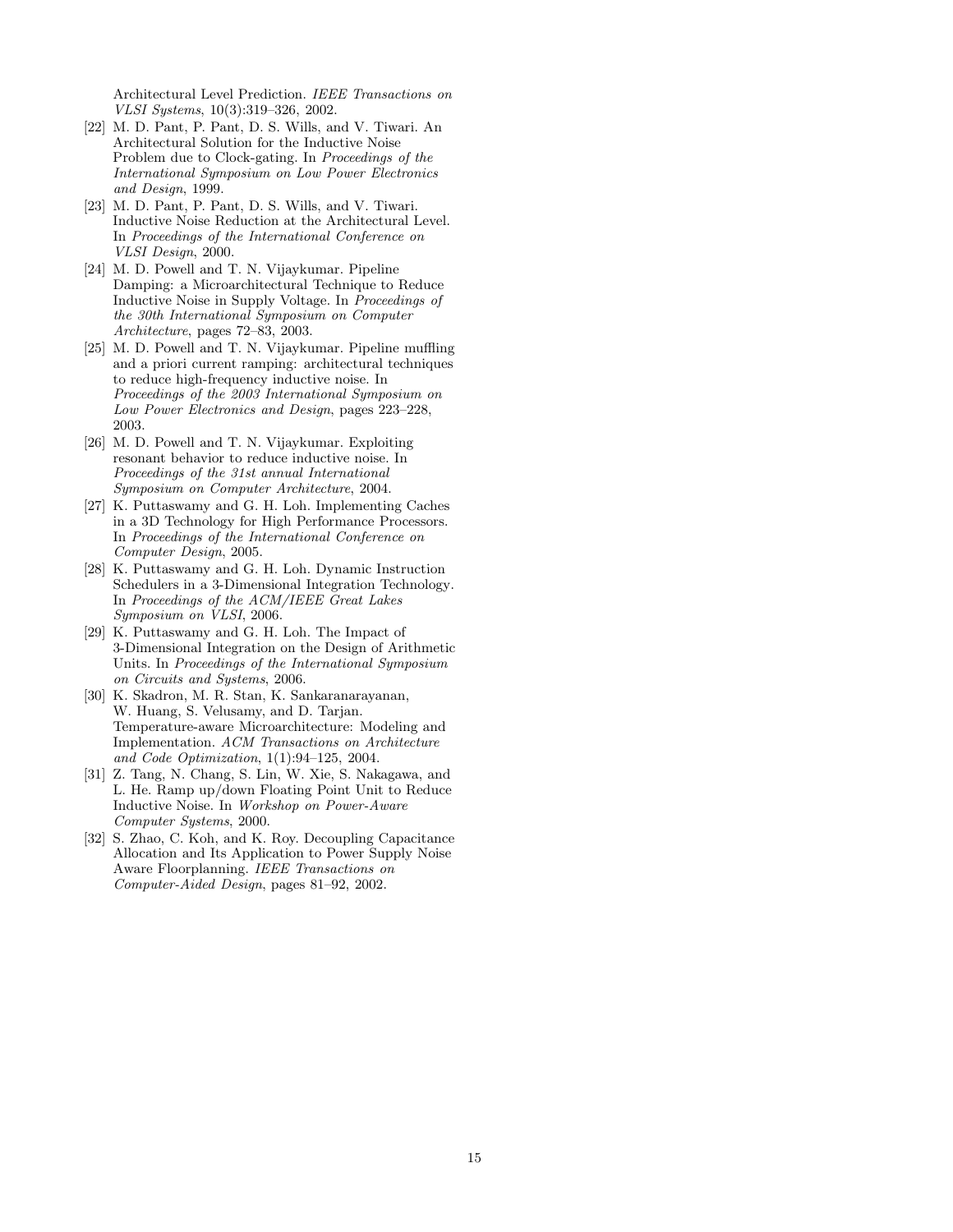Architectural Level Prediction. *IEEE Transactions on VLSI Systems*, 10(3):319–326, 2002.

[22] M. D. Pant, P. Pant, D. S. Wills, and V. Tiwari. An Architectural Solution for the Inductive Noise Problem due to Clock-gating. In *Proceedings of the International Symposium on Low Power Electronics and Design*, 1999.

[23] M. D. Pant, P. Pant, D. S. Wills, and V. Tiwari. Inductive Noise Reduction at the Architectural Level. In *Proceedings of the International Conference on VLSI Design*, 2000.

[24] M. D. Powell and T. N. Vijaykumar. Pipeline Damping: a Microarchitectural Technique to Reduce Inductive Noise in Supply Voltage. In *Proceedings of the 30th International Symposium on Computer Architecture*, pages 72–83, 2003.

[25] M. D. Powell and T. N. Vijaykumar. Pipeline muffling and a priori current ramping: architectural techniques to reduce high-frequency inductive noise. In *Proceedings of the 2003 International Symposium on Low Power Electronics and Design*, pages 223–228, 2003.

[26] M. D. Powell and T. N. Vijaykumar. Exploiting resonant behavior to reduce inductive noise. In *Proceedings of the 31st annual International Symposium on Computer Architecture*, 2004.

[27] K. Puttaswamy and G. H. Loh. Implementing Caches in a 3D Technology for High Performance Processors. In *Proceedings of the International Conference on Computer Design*, 2005.

[28] K. Puttaswamy and G. H. Loh. Dynamic Instruction Schedulers in a 3-Dimensional Integration Technology. In *Proceedings of the ACM/IEEE Great Lakes Symposium on VLSI*, 2006.

[29] K. Puttaswamy and G. H. Loh. The Impact of 3-Dimensional Integration on the Design of Arithmetic Units. In *Proceedings of the International Symposium on Circuits and Systems*, 2006.

[30] K. Skadron, M. R. Stan, K. Sankaranarayanan, W. Huang, S. Velusamy, and D. Tarjan. Temperature-aware Microarchitecture: Modeling and Implementation. *ACM Transactions on Architecture and Code Optimization*, 1(1):94–125, 2004.

[31] Z. Tang, N. Chang, S. Lin, W. Xie, S. Nakagawa, and L. He. Ramp up/down Floating Point Unit to Reduce Inductive Noise. In *Workshop on Power-Aware Computer Systems*, 2000.

[32] S. Zhao, C. Koh, and K. Roy. Decoupling Capacitance Allocation and Its Application to Power Supply Noise Aware Floorplanning. *IEEE Transactions on Computer-Aided Design*, pages 81–92, 2002.